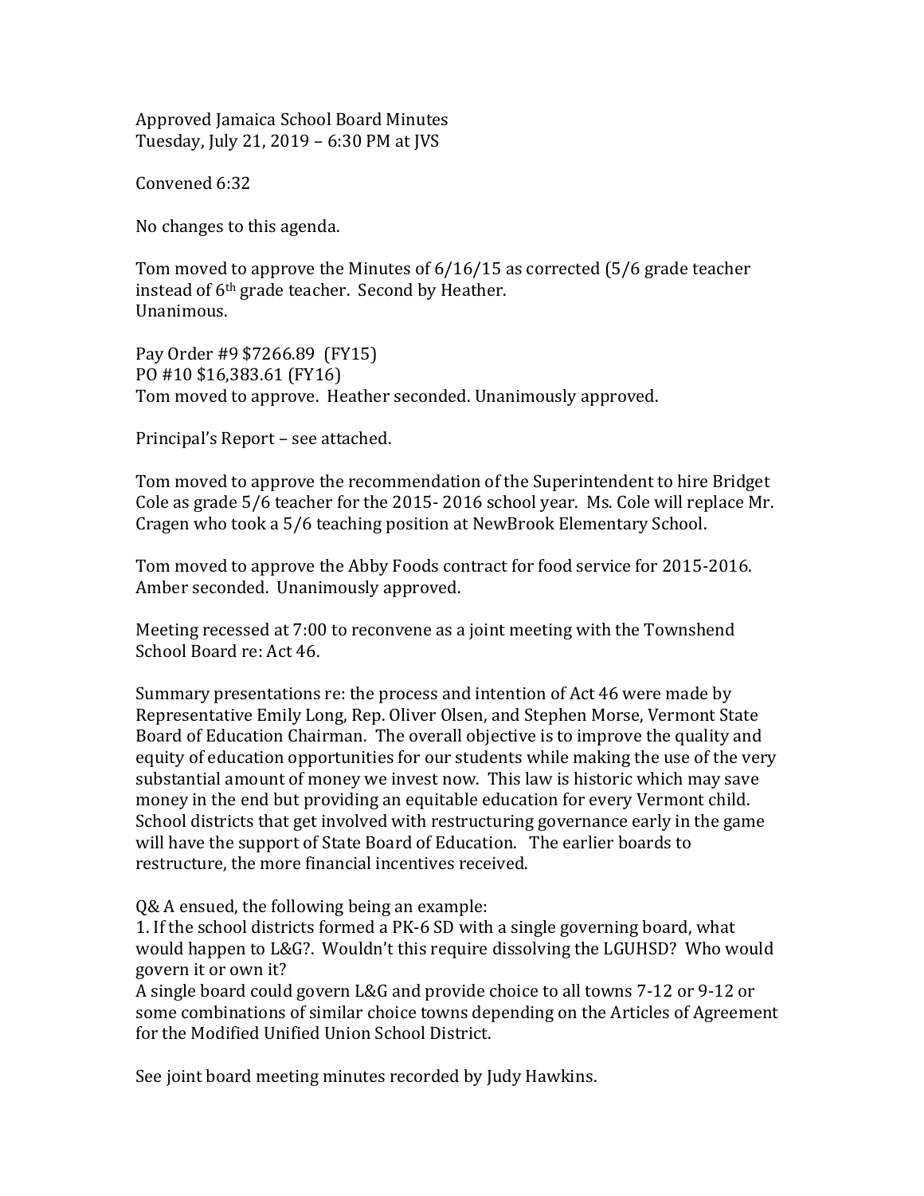Approved Jamaica School Board Minutes
Tuesday, July 21, 2019 – 6:30 PM at JVS

Convened 6:32

No changes to this agenda.

Tom moved to approve the Minutes of 6/16/15 as corrected (5/6 grade teacher instead of 6th grade teacher. Second by Heather.
Unanimous.

Pay Order #9 $7266.89 (FY15)
PO #10 $16,383.61 (FY16)
Tom moved to approve. Heather seconded. Unanimously approved.

Principal's Report – see attached.

Tom moved to approve the recommendation of the Superintendent to hire Bridget Cole as grade 5/6 teacher for the 2015- 2016 school year. Ms. Cole will replace Mr. Cragen who took a 5/6 teaching position at NewBrook Elementary School.

Tom moved to approve the Abby Foods contract for food service for 2015-2016. Amber seconded. Unanimously approved.

Meeting recessed at 7:00 to reconvene as a joint meeting with the Townshend School Board re: Act 46.

Summary presentations re: the process and intention of Act 46 were made by Representative Emily Long, Rep. Oliver Olsen, and Stephen Morse, Vermont State Board of Education Chairman. The overall objective is to improve the quality and equity of education opportunities for our students while making the use of the very substantial amount of money we invest now. This law is historic which may save money in the end but providing an equitable education for every Vermont child. School districts that get involved with restructuring governance early in the game will have the support of State Board of Education. The earlier boards to restructure, the more financial incentives received.

Q& A ensued, the following being an example:
1. If the school districts formed a PK-6 SD with a single governing board, what would happen to L&G?. Wouldn't this require dissolving the LGUHSD? Who would govern it or own it?
A single board could govern L&G and provide choice to all towns 7-12 or 9-12 or some combinations of similar choice towns depending on the Articles of Agreement for the Modified Unified Union School District.

See joint board meeting minutes recorded by Judy Hawkins.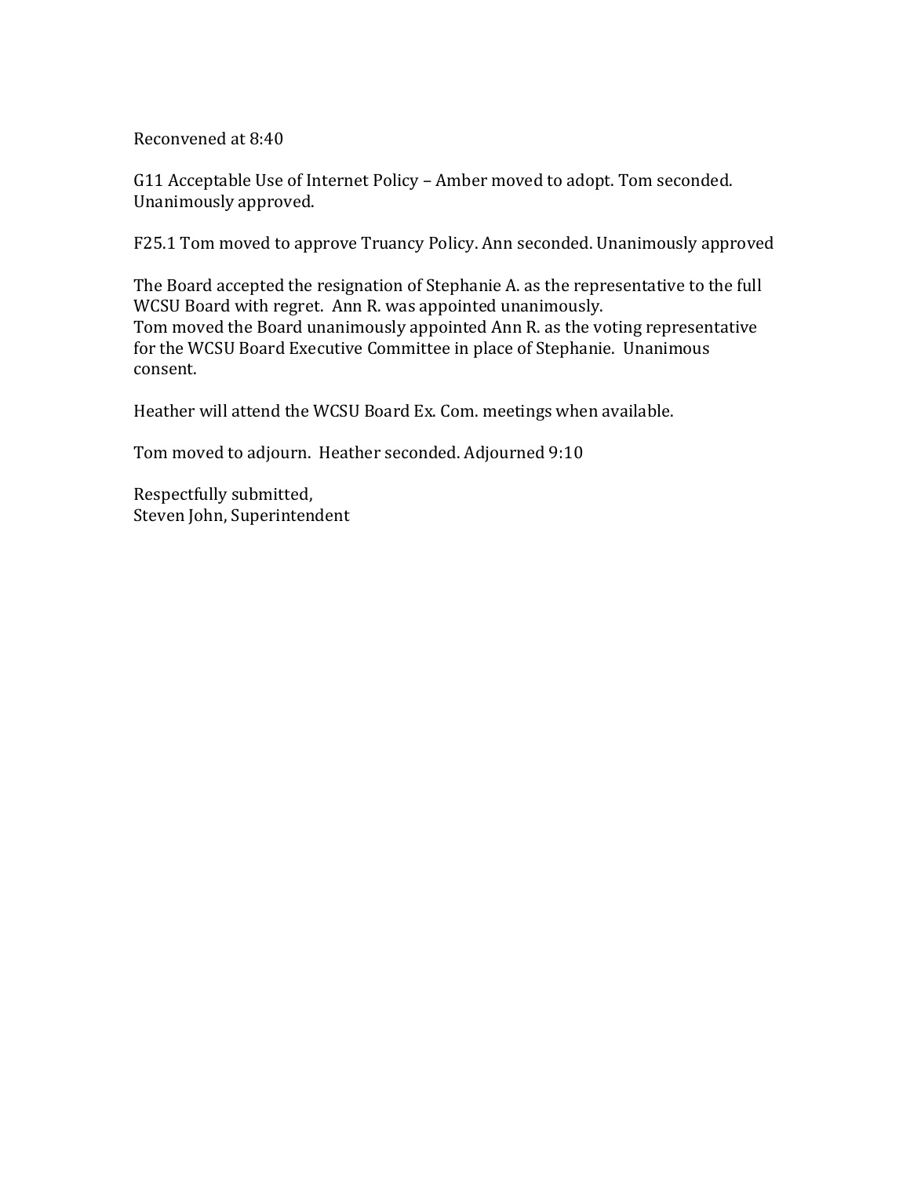Reconvened at 8:40

G11 Acceptable Use of Internet Policy – Amber moved to adopt. Tom seconded. Unanimously approved.

F25.1 Tom moved to approve Truancy Policy. Ann seconded. Unanimously approved

The Board accepted the resignation of Stephanie A. as the representative to the full WCSU Board with regret. Ann R. was appointed unanimously.
Tom moved the Board unanimously appointed Ann R. as the voting representative for the WCSU Board Executive Committee in place of Stephanie. Unanimous consent.

Heather will attend the WCSU Board Ex. Com. meetings when available.

Tom moved to adjourn. Heather seconded. Adjourned 9:10

Respectfully submitted,
Steven John, Superintendent